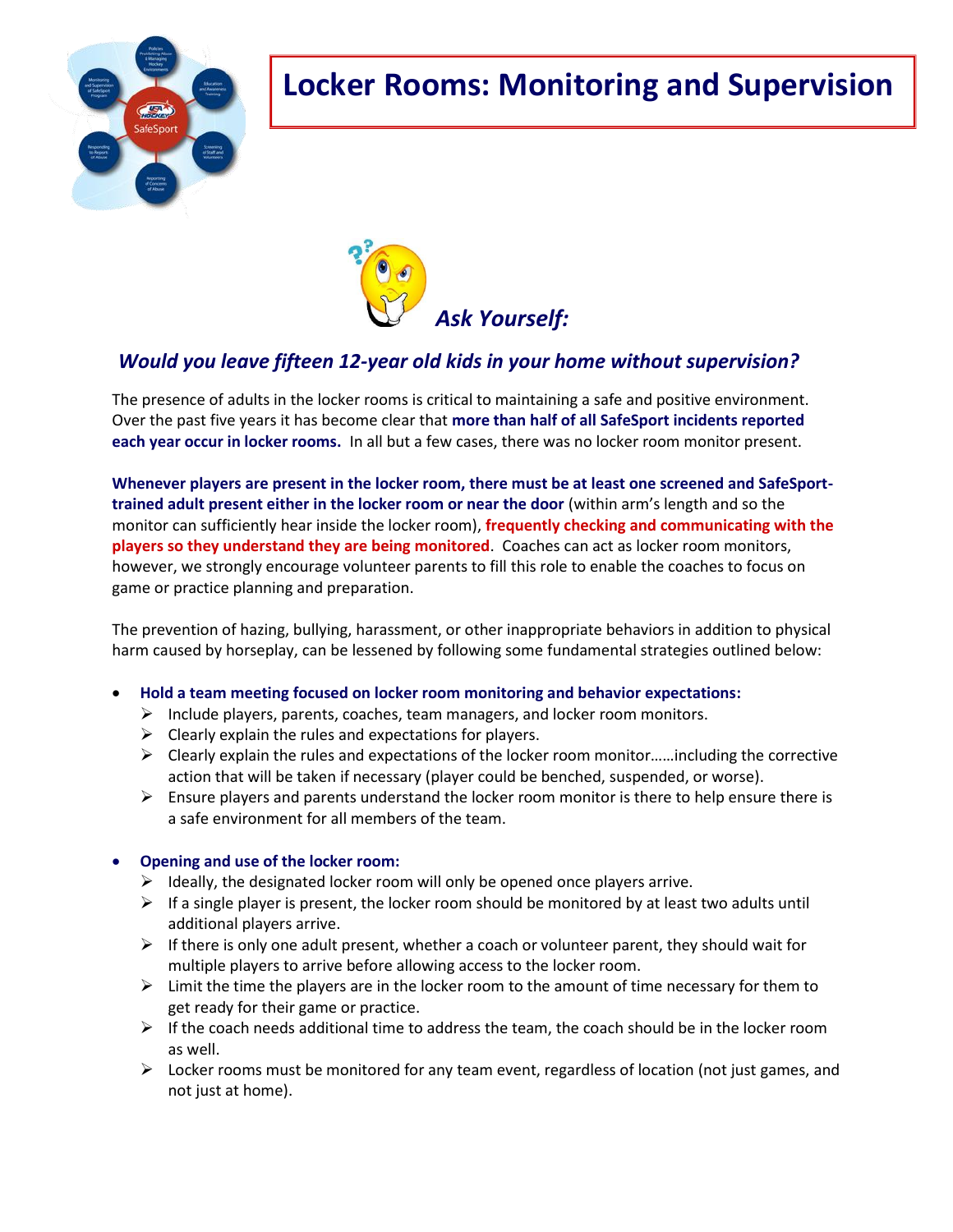# Locker Rooms: Monitoring and Supervision

***Ask Yourself:***

***Would you leave fifteen 12-year old kids in your home without supervision?***

The presence of adults in the locker rooms is critical to maintaining a safe and positive environment. Over the past five years it has become clear that **more than half of all SafeSport incidents reported each year occur in locker rooms.** In all but a few cases, there was no locker room monitor present.

**Whenever players are present in the locker room, there must be at least one screened and SafeSport-trained adult present either in the locker room or near the door** (within arm's length and so the monitor can sufficiently hear inside the locker room), **frequently checking and communicating with the players so they understand they are being monitored**. Coaches can act as locker room monitors, however, we strongly encourage volunteer parents to fill this role to enable the coaches to focus on game or practice planning and preparation.

The prevention of hazing, bullying, harassment, or other inappropriate behaviors in addition to physical harm caused by horseplay, can be lessened by following some fundamental strategies outlined below:

- **Hold a team meeting focused on locker room monitoring and behavior expectations:**
  - Include players, parents, coaches, team managers, and locker room monitors.
  - Clearly explain the rules and expectations for players.
  - Clearly explain the rules and expectations of the locker room monitor……including the corrective action that will be taken if necessary (player could be benched, suspended, or worse).
  - Ensure players and parents understand the locker room monitor is there to help ensure there is a safe environment for all members of the team.

- **Opening and use of the locker room:**
  - Ideally, the designated locker room will only be opened once players arrive.
  - If a single player is present, the locker room should be monitored by at least two adults until additional players arrive.
  - If there is only one adult present, whether a coach or volunteer parent, they should wait for multiple players to arrive before allowing access to the locker room.
  - Limit the time the players are in the locker room to the amount of time necessary for them to get ready for their game or practice.
  - If the coach needs additional time to address the team, the coach should be in the locker room as well.
  - Locker rooms must be monitored for any team event, regardless of location (not just games, and not just at home).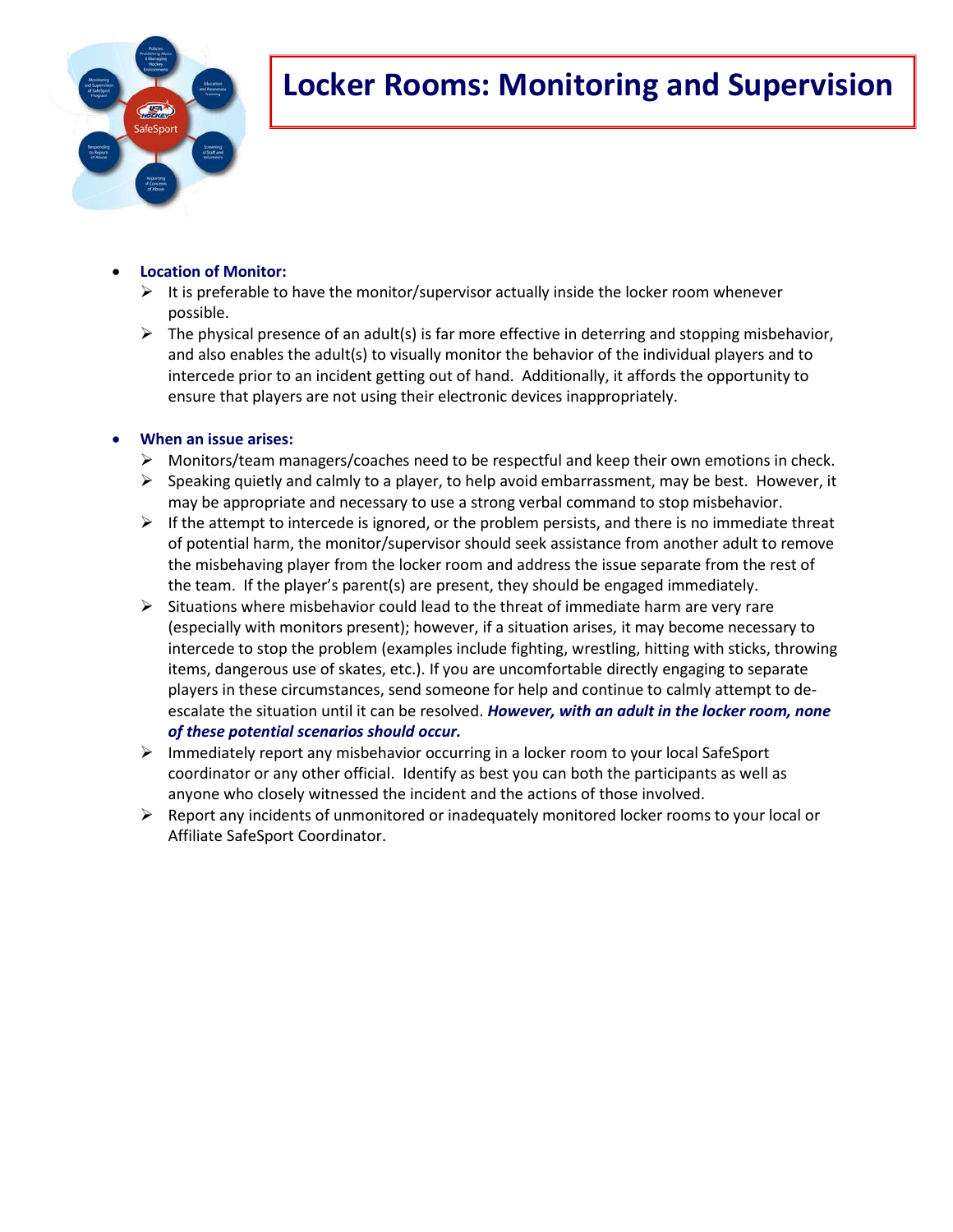# Locker Rooms: Monitoring and Supervision

- **Location of Monitor:**
  - It is preferable to have the monitor/supervisor actually inside the locker room whenever possible.
  - The physical presence of an adult(s) is far more effective in deterring and stopping misbehavior, and also enables the adult(s) to visually monitor the behavior of the individual players and to intercede prior to an incident getting out of hand. Additionally, it affords the opportunity to ensure that players are not using their electronic devices inappropriately.

- **When an issue arises:**
  - Monitors/team managers/coaches need to be respectful and keep their own emotions in check.
  - Speaking quietly and calmly to a player, to help avoid embarrassment, may be best. However, it may be appropriate and necessary to use a strong verbal command to stop misbehavior.
  - If the attempt to intercede is ignored, or the problem persists, and there is no immediate threat of potential harm, the monitor/supervisor should seek assistance from another adult to remove the misbehaving player from the locker room and address the issue separate from the rest of the team. If the player's parent(s) are present, they should be engaged immediately.
  - Situations where misbehavior could lead to the threat of immediate harm are very rare (especially with monitors present); however, if a situation arises, it may become necessary to intercede to stop the problem (examples include fighting, wrestling, hitting with sticks, throwing items, dangerous use of skates, etc.). If you are uncomfortable directly engaging to separate players in these circumstances, send someone for help and continue to calmly attempt to de-escalate the situation until it can be resolved. ***However, with an adult in the locker room, none of these potential scenarios should occur.***
  - Immediately report any misbehavior occurring in a locker room to your local SafeSport coordinator or any other official. Identify as best you can both the participants as well as anyone who closely witnessed the incident and the actions of those involved.
  - Report any incidents of unmonitored or inadequately monitored locker rooms to your local or Affiliate SafeSport Coordinator.